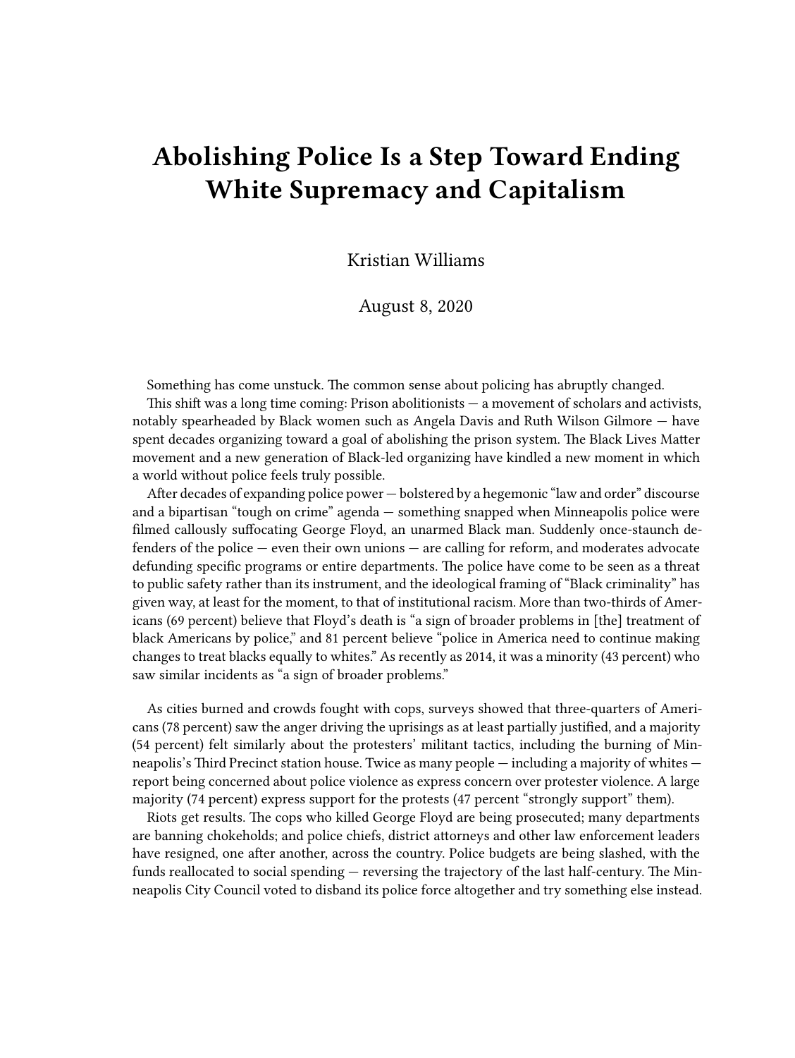# Abolishing Police Is a Step Toward Ending White Supremacy and Capitalism

Kristian Williams

August 8, 2020

Something has come unstuck. The common sense about policing has abruptly changed.

This shift was a long time coming: Prison abolitionists — a movement of scholars and activists, notably spearheaded by Black women such as Angela Davis and Ruth Wilson Gilmore — have spent decades organizing toward a goal of abolishing the prison system. The Black Lives Matter movement and a new generation of Black-led organizing have kindled a new moment in which a world without police feels truly possible.

After decades of expanding police power — bolstered by a hegemonic "law and order" discourse and a bipartisan "tough on crime" agenda — something snapped when Minneapolis police were filmed callously suffocating George Floyd, an unarmed Black man. Suddenly once-staunch defenders of the police — even their own unions — are calling for reform, and moderates advocate defunding specific programs or entire departments. The police have come to be seen as a threat to public safety rather than its instrument, and the ideological framing of "Black criminality" has given way, at least for the moment, to that of institutional racism. More than two-thirds of Americans (69 percent) believe that Floyd's death is "a sign of broader problems in [the] treatment of black Americans by police," and 81 percent believe "police in America need to continue making changes to treat blacks equally to whites." As recently as 2014, it was a minority (43 percent) who saw similar incidents as "a sign of broader problems."

As cities burned and crowds fought with cops, surveys showed that three-quarters of Americans (78 percent) saw the anger driving the uprisings as at least partially justified, and a majority (54 percent) felt similarly about the protesters' militant tactics, including the burning of Minneapolis's Third Precinct station house. Twice as many people — including a majority of whites — report being concerned about police violence as express concern over protester violence. A large majority (74 percent) express support for the protests (47 percent "strongly support" them).

Riots get results. The cops who killed George Floyd are being prosecuted; many departments are banning chokeholds; and police chiefs, district attorneys and other law enforcement leaders have resigned, one after another, across the country. Police budgets are being slashed, with the funds reallocated to social spending — reversing the trajectory of the last half-century. The Minneapolis City Council voted to disband its police force altogether and try something else instead.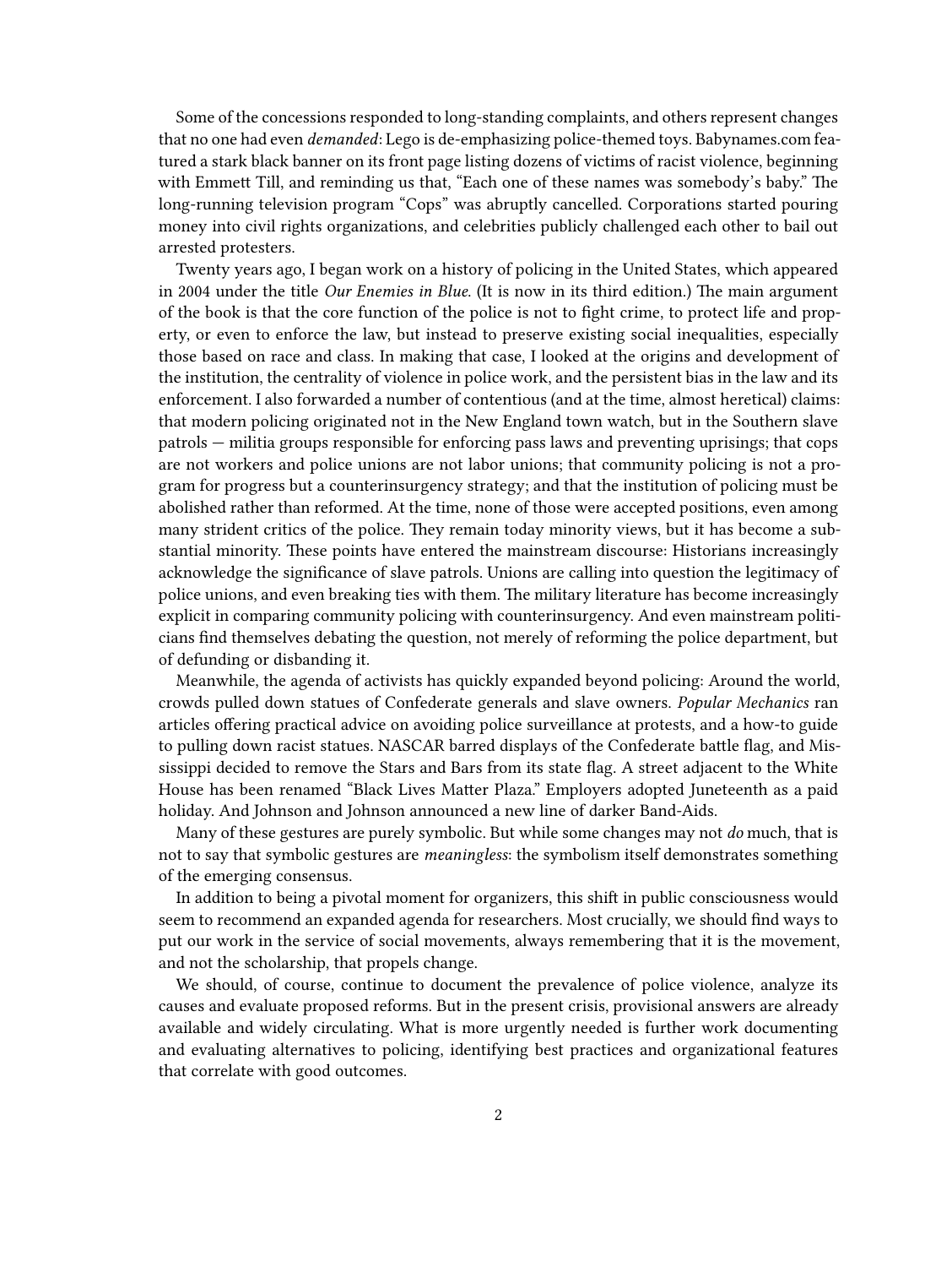Some of the concessions responded to long-standing complaints, and others represent changes that no one had even *demanded*: Lego is de-emphasizing police-themed toys. Babynames.com featured a stark black banner on its front page listing dozens of victims of racist violence, beginning with Emmett Till, and reminding us that, "Each one of these names was somebody's baby." The long-running television program "Cops" was abruptly cancelled. Corporations started pouring money into civil rights organizations, and celebrities publicly challenged each other to bail out arrested protesters.

Twenty years ago, I began work on a history of policing in the United States, which appeared in 2004 under the title *Our Enemies in Blue*. (It is now in its third edition.) The main argument of the book is that the core function of the police is not to fight crime, to protect life and property, or even to enforce the law, but instead to preserve existing social inequalities, especially those based on race and class. In making that case, I looked at the origins and development of the institution, the centrality of violence in police work, and the persistent bias in the law and its enforcement. I also forwarded a number of contentious (and at the time, almost heretical) claims: that modern policing originated not in the New England town watch, but in the Southern slave patrols — militia groups responsible for enforcing pass laws and preventing uprisings; that cops are not workers and police unions are not labor unions; that community policing is not a program for progress but a counterinsurgency strategy; and that the institution of policing must be abolished rather than reformed. At the time, none of those were accepted positions, even among many strident critics of the police. They remain today minority views, but it has become a substantial minority. These points have entered the mainstream discourse: Historians increasingly acknowledge the significance of slave patrols. Unions are calling into question the legitimacy of police unions, and even breaking ties with them. The military literature has become increasingly explicit in comparing community policing with counterinsurgency. And even mainstream politicians find themselves debating the question, not merely of reforming the police department, but of defunding or disbanding it.

Meanwhile, the agenda of activists has quickly expanded beyond policing: Around the world, crowds pulled down statues of Confederate generals and slave owners. *Popular Mechanics* ran articles offering practical advice on avoiding police surveillance at protests, and a how-to guide to pulling down racist statues. NASCAR barred displays of the Confederate battle flag, and Mississippi decided to remove the Stars and Bars from its state flag. A street adjacent to the White House has been renamed "Black Lives Matter Plaza." Employers adopted Juneteenth as a paid holiday. And Johnson and Johnson announced a new line of darker Band-Aids.

Many of these gestures are purely symbolic. But while some changes may not *do* much, that is not to say that symbolic gestures are *meaningless*: the symbolism itself demonstrates something of the emerging consensus.

In addition to being a pivotal moment for organizers, this shift in public consciousness would seem to recommend an expanded agenda for researchers. Most crucially, we should find ways to put our work in the service of social movements, always remembering that it is the movement, and not the scholarship, that propels change.

We should, of course, continue to document the prevalence of police violence, analyze its causes and evaluate proposed reforms. But in the present crisis, provisional answers are already available and widely circulating. What is more urgently needed is further work documenting and evaluating alternatives to policing, identifying best practices and organizational features that correlate with good outcomes.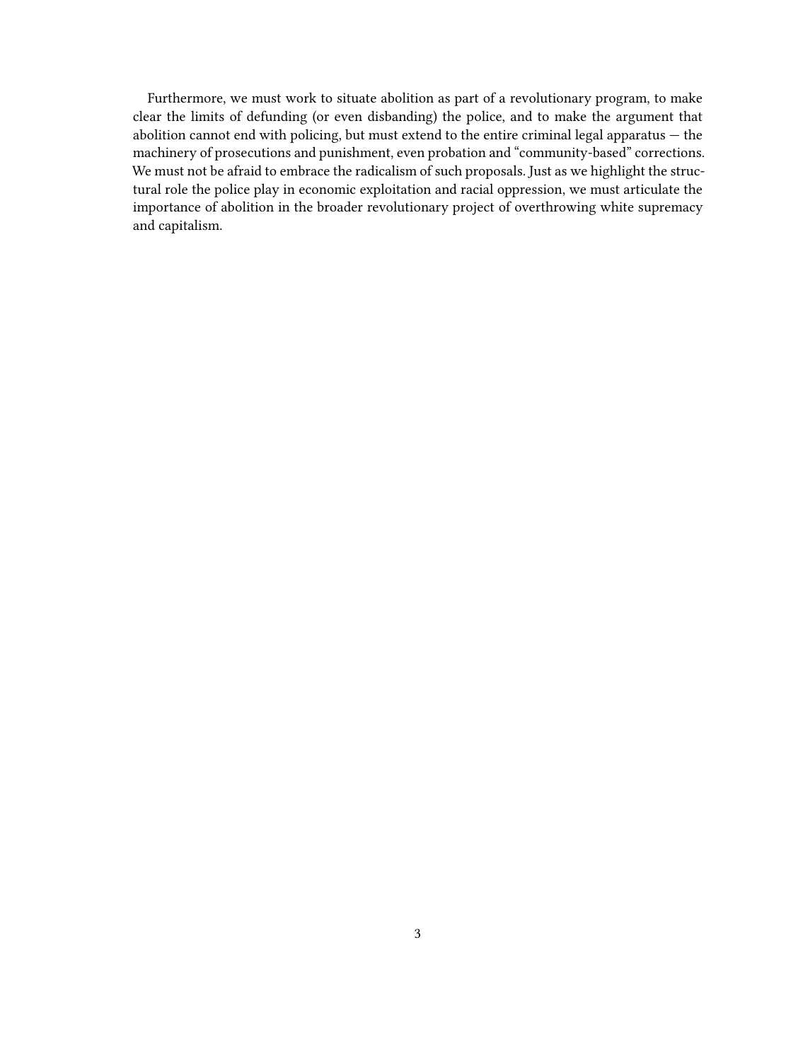Furthermore, we must work to situate abolition as part of a revolutionary program, to make clear the limits of defunding (or even disbanding) the police, and to make the argument that abolition cannot end with policing, but must extend to the entire criminal legal apparatus — the machinery of prosecutions and punishment, even probation and "community-based" corrections. We must not be afraid to embrace the radicalism of such proposals. Just as we highlight the structural role the police play in economic exploitation and racial oppression, we must articulate the importance of abolition in the broader revolutionary project of overthrowing white supremacy and capitalism.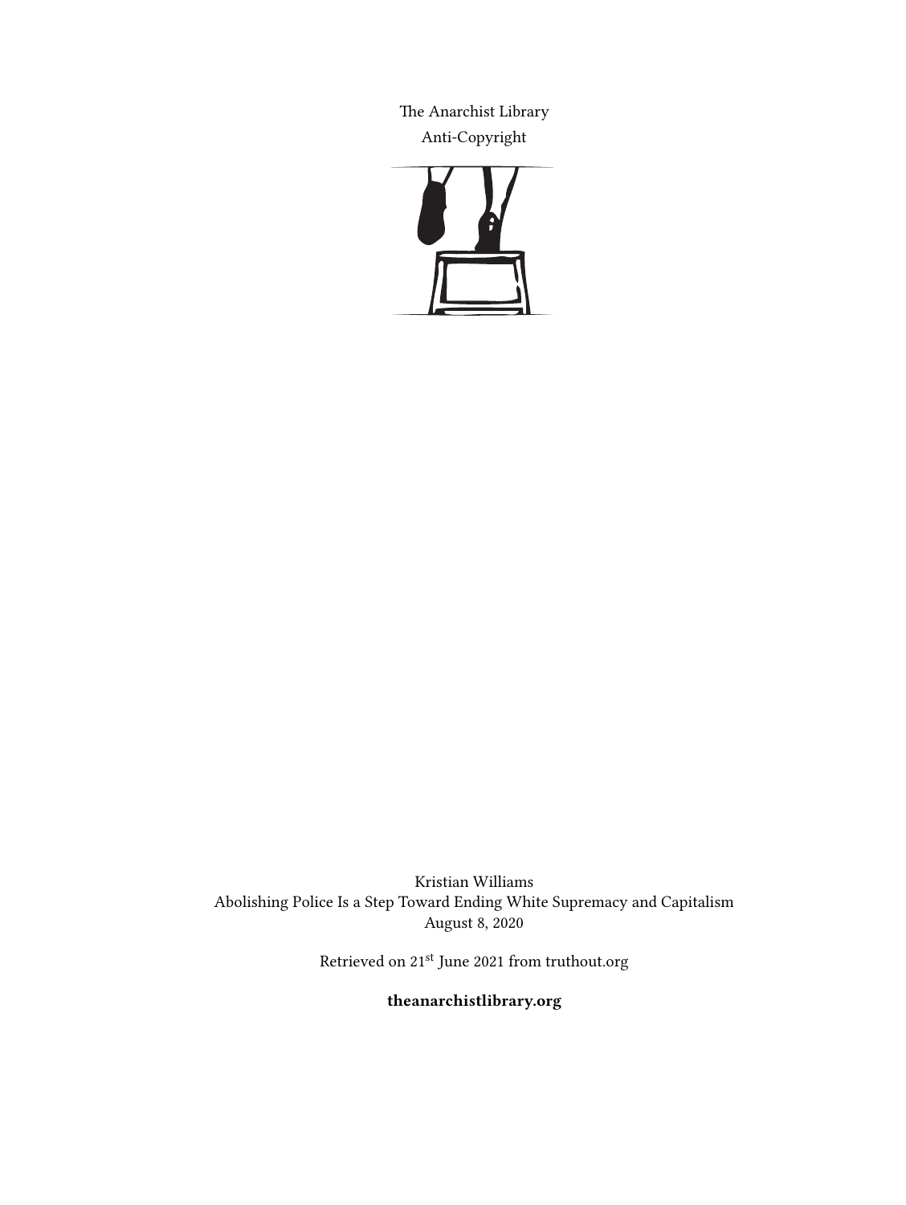The Anarchist Library
Anti-Copyright

Kristian Williams
Abolishing Police Is a Step Toward Ending White Supremacy and Capitalism
August 8, 2020

Retrieved on 21st June 2021 from truthout.org

**theanarchistlibrary.org**